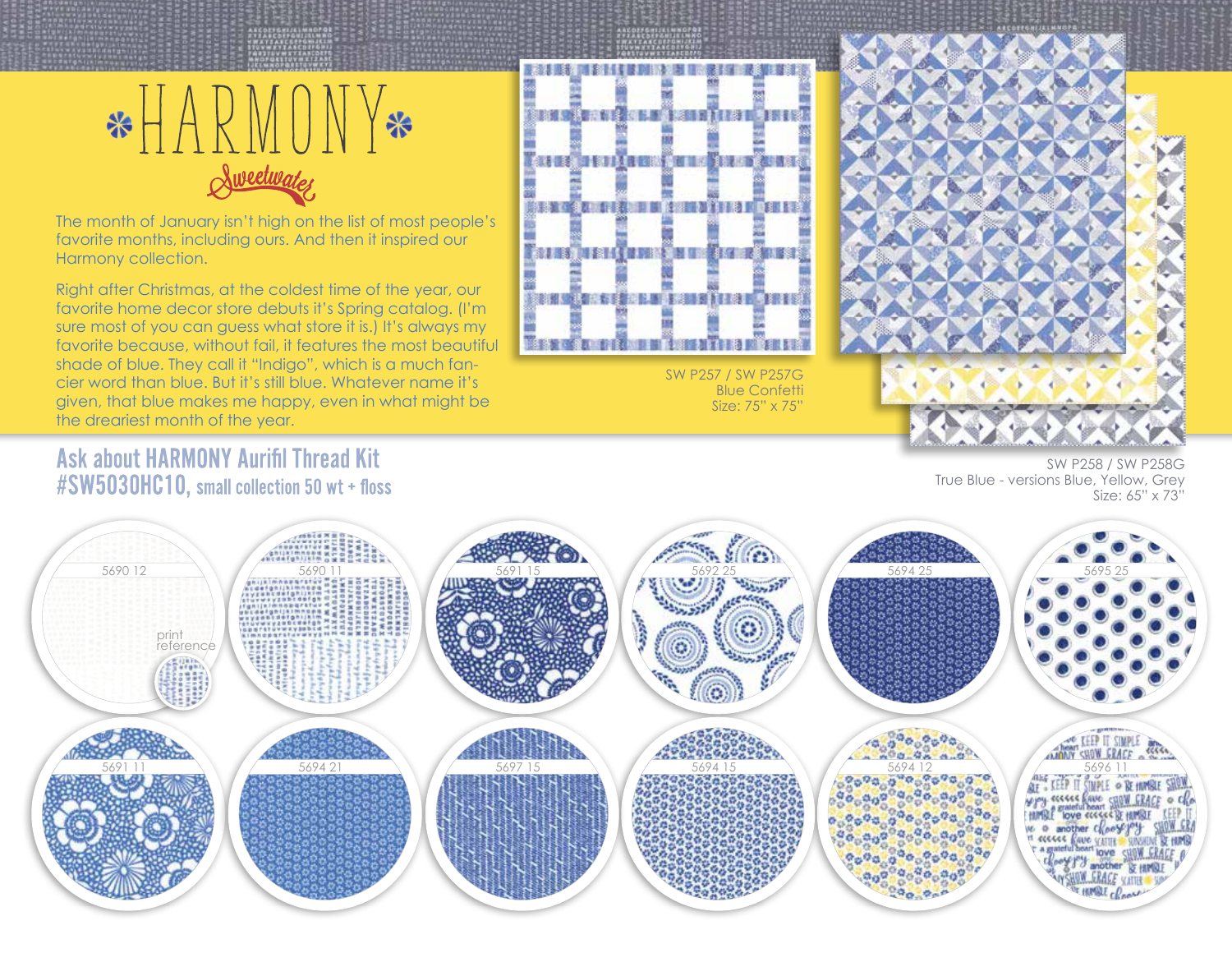# HARMONY

Sweetwater

The month of January isn't high on the list of most people's favorite months, including ours. And then it inspired our Harmony collection.

Right after Christmas, at the coldest time of the year, our favorite home decor store debuts it's Spring catalog. (I'm sure most of you can guess what store it is.) It's always my favorite because, without fail, it features the most beautiful shade of blue. They call it "Indigo", which is a much fancier word than blue. But it's still blue. Whatever name it's given, that blue makes me happy, even in what might be the dreariest month of the year.

SW P257 / SW P257G
Blue Confetti
Size: 75" x 75"

SW P258 / SW P258G
True Blue - versions Blue, Yellow, Grey
Size: 65" x 73"

## Ask about HARMONY Aurifil Thread Kit #SW5030HC10, small collection 50 wt + floss

5690 12

print reference

5690 11

5691 15

5692 25

5694 25

5695 25

5691 11

5694 21

5697 15

5694 15

5694 12

5696 11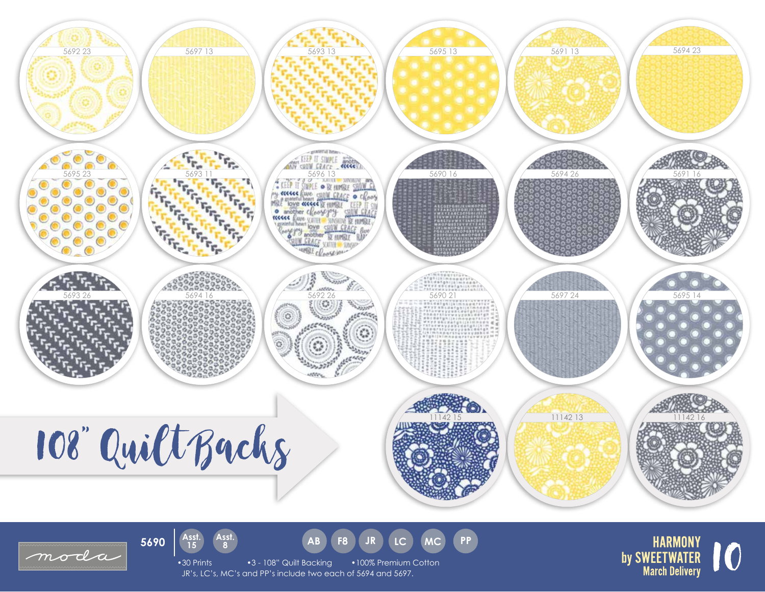5692 23

5697 13

5693 13

5695 13

5691 13

5694 23

5695 23

5693 11

5696 13

5690 16

5694 26

5691 16

5693 26

5694 16

5692 26

5690 21

5697 24

5695 14

# 108" Quilt Backs

11142 15

11142 13

11142 16

moda

5690

Asst. 15

Asst. 8

AB F8 JR LC MC PP

- 30 Prints
- 3 - 108" Quilt Backing
- 100% Premium Cotton

JR's, LC's, MC's and PP's include two each of 5694 and 5697.

HARMONY
by SWEETWATER
March Delivery